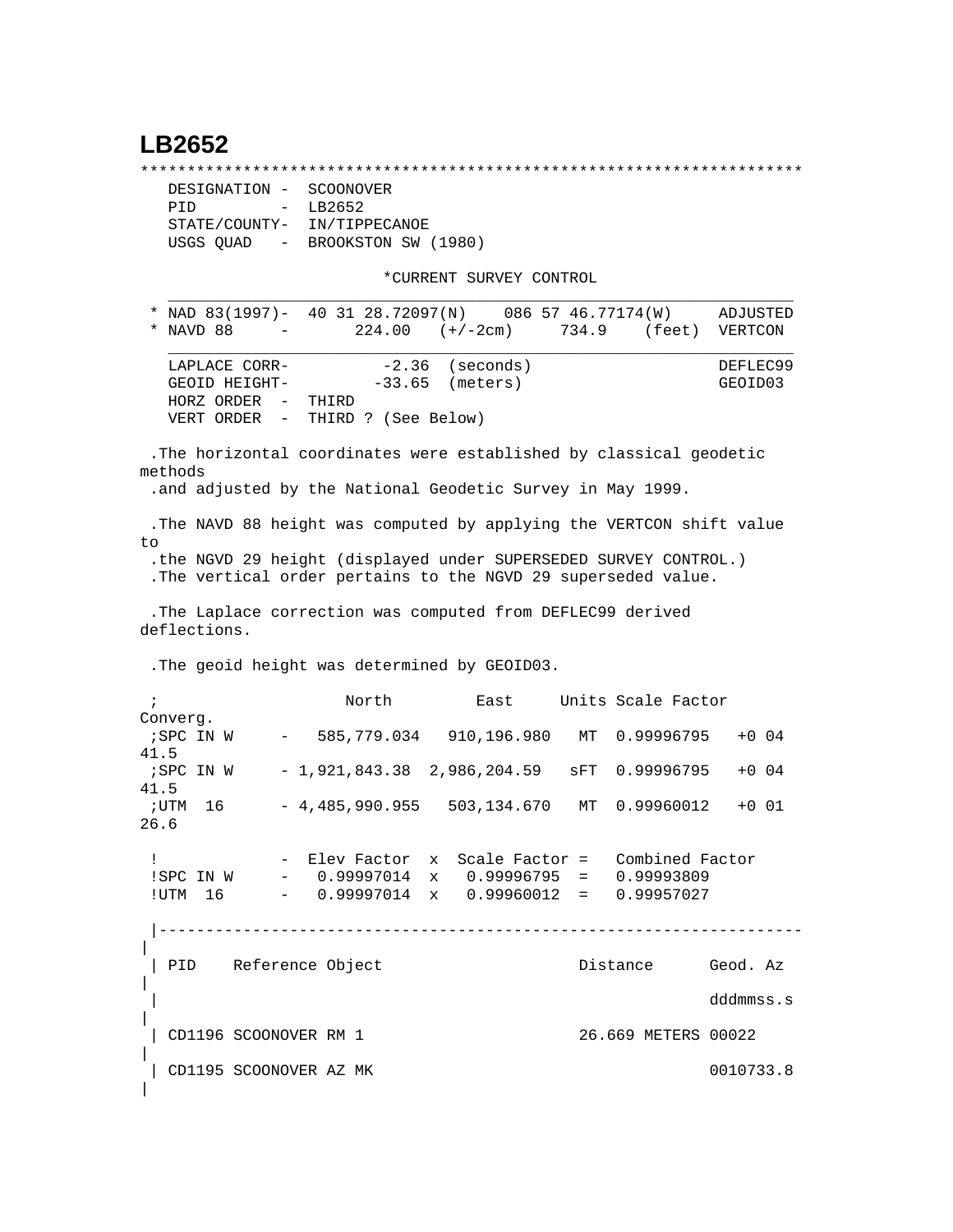# LB2652

```
***********************************************************************
   DESIGNATION -  SCOONOVER
   PID         -  LB2652
   STATE/COUNTY-  IN/TIPPECANOE
   USGS QUAD   -  BROOKSTON SW (1980)

                           *CURRENT SURVEY CONTROL
   ___________________________________________________________________
 * NAD 83(1997)-  40 31 28.72097(N)    086 57 46.77174(W)     ADJUSTED
 * NAVD 88     -       224.00   (+/-2cm)     734.9    (feet)  VERTCON
   ___________________________________________________________________
   LAPLACE CORR-          -2.36  (seconds)                    DEFLEC99
   GEOID HEIGHT-         -33.65  (meters)                     GEOID03
   HORZ ORDER  -  THIRD
   VERT ORDER  -  THIRD ? (See Below)

 .The horizontal coordinates were established by classical geodetic
methods
 .and adjusted by the National Geodetic Survey in May 1999.

 .The NAVD 88 height was computed by applying the VERTCON shift value
to
 .the NGVD 29 height (displayed under SUPERSEDED SURVEY CONTROL.)
 .The vertical order pertains to the NGVD 29 superseded value.

 .The Laplace correction was computed from DEFLEC99 derived
deflections.

 .The geoid height was determined by GEOID03.

 ;                    North         East     Units Scale Factor
Converg.
 ;SPC IN W     -   585,779.034   910,196.980   MT  0.99996795   +0 04
41.5
 ;SPC IN W     - 1,921,843.38  2,986,204.59   sFT  0.99996795   +0 04
41.5
 ;UTM  16      - 4,485,990.955   503,134.670   MT  0.99960012   +0 01
26.6

 !             -  Elev Factor  x  Scale Factor =   Combined Factor
 !SPC IN W     -   0.99997014  x   0.99996795  =   0.99993809
 !UTM  16      -   0.99997014  x   0.99960012  =   0.99957027

 |---------------------------------------------------------------------
|
 | PID    Reference Object                     Distance      Geod. Az
|
 |                                                           dddmmss.s
|
 | CD1196 SCOONOVER RM 1                       26.669 METERS 00022
|
 | CD1195 SCOONOVER AZ MK                                    0010733.8
|
```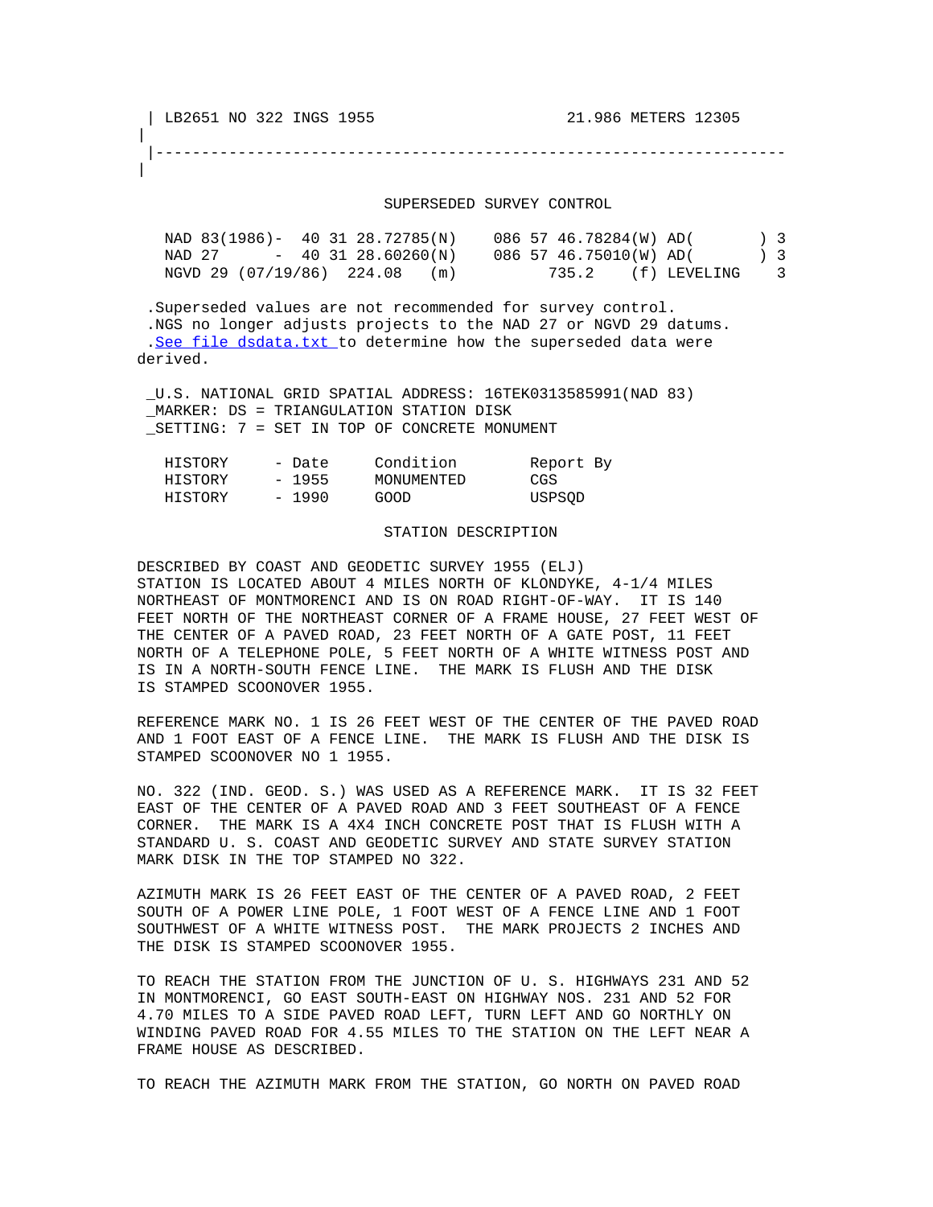| LB2651 NO 322 INGS 1955                    21.986 METERS 12305
|
|-------------------------------------------------------------------
|

SUPERSEDED SURVEY CONTROL

```
NAD 83(1986)-  40 31 28.72785(N)    086 57 46.78284(W) AD(       ) 3
NAD 27      -  40 31 28.60260(N)    086 57 46.75010(W) AD(       ) 3
NGVD 29 (07/19/86)  224.08   (m)         735.2    (f) LEVELING    3
```

.Superseded values are not recommended for survey control.
.NGS no longer adjusts projects to the NAD 27 or NGVD 29 datums.
.See file dsdata.txt to determine how the superseded data were derived.

_U.S. NATIONAL GRID SPATIAL ADDRESS: 16TEK0313585991(NAD 83)
_MARKER: DS = TRIANGULATION STATION DISK
_SETTING: 7 = SET IN TOP OF CONCRETE MONUMENT

| HISTORY | - Date | Condition | Report By |
|---|---|---|---|
| HISTORY | - 1955 | MONUMENTED | CGS |
| HISTORY | - 1990 | GOOD | USPSQD |

STATION DESCRIPTION

DESCRIBED BY COAST AND GEODETIC SURVEY 1955 (ELJ)
STATION IS LOCATED ABOUT 4 MILES NORTH OF KLONDYKE, 4-1/4 MILES NORTHEAST OF MONTMORENCI AND IS ON ROAD RIGHT-OF-WAY. IT IS 140 FEET NORTH OF THE NORTHEAST CORNER OF A FRAME HOUSE, 27 FEET WEST OF THE CENTER OF A PAVED ROAD, 23 FEET NORTH OF A GATE POST, 11 FEET NORTH OF A TELEPHONE POLE, 5 FEET NORTH OF A WHITE WITNESS POST AND IS IN A NORTH-SOUTH FENCE LINE. THE MARK IS FLUSH AND THE DISK IS STAMPED SCOONOVER 1955.

REFERENCE MARK NO. 1 IS 26 FEET WEST OF THE CENTER OF THE PAVED ROAD AND 1 FOOT EAST OF A FENCE LINE. THE MARK IS FLUSH AND THE DISK IS STAMPED SCOONOVER NO 1 1955.

NO. 322 (IND. GEOD. S.) WAS USED AS A REFERENCE MARK. IT IS 32 FEET EAST OF THE CENTER OF A PAVED ROAD AND 3 FEET SOUTHEAST OF A FENCE CORNER. THE MARK IS A 4X4 INCH CONCRETE POST THAT IS FLUSH WITH A STANDARD U. S. COAST AND GEODETIC SURVEY AND STATE SURVEY STATION MARK DISK IN THE TOP STAMPED NO 322.

AZIMUTH MARK IS 26 FEET EAST OF THE CENTER OF A PAVED ROAD, 2 FEET SOUTH OF A POWER LINE POLE, 1 FOOT WEST OF A FENCE LINE AND 1 FOOT SOUTHWEST OF A WHITE WITNESS POST. THE MARK PROJECTS 2 INCHES AND THE DISK IS STAMPED SCOONOVER 1955.

TO REACH THE STATION FROM THE JUNCTION OF U. S. HIGHWAYS 231 AND 52 IN MONTMORENCI, GO EAST SOUTH-EAST ON HIGHWAY NOS. 231 AND 52 FOR 4.70 MILES TO A SIDE PAVED ROAD LEFT, TURN LEFT AND GO NORTHLY ON WINDING PAVED ROAD FOR 4.55 MILES TO THE STATION ON THE LEFT NEAR A FRAME HOUSE AS DESCRIBED.

TO REACH THE AZIMUTH MARK FROM THE STATION, GO NORTH ON PAVED ROAD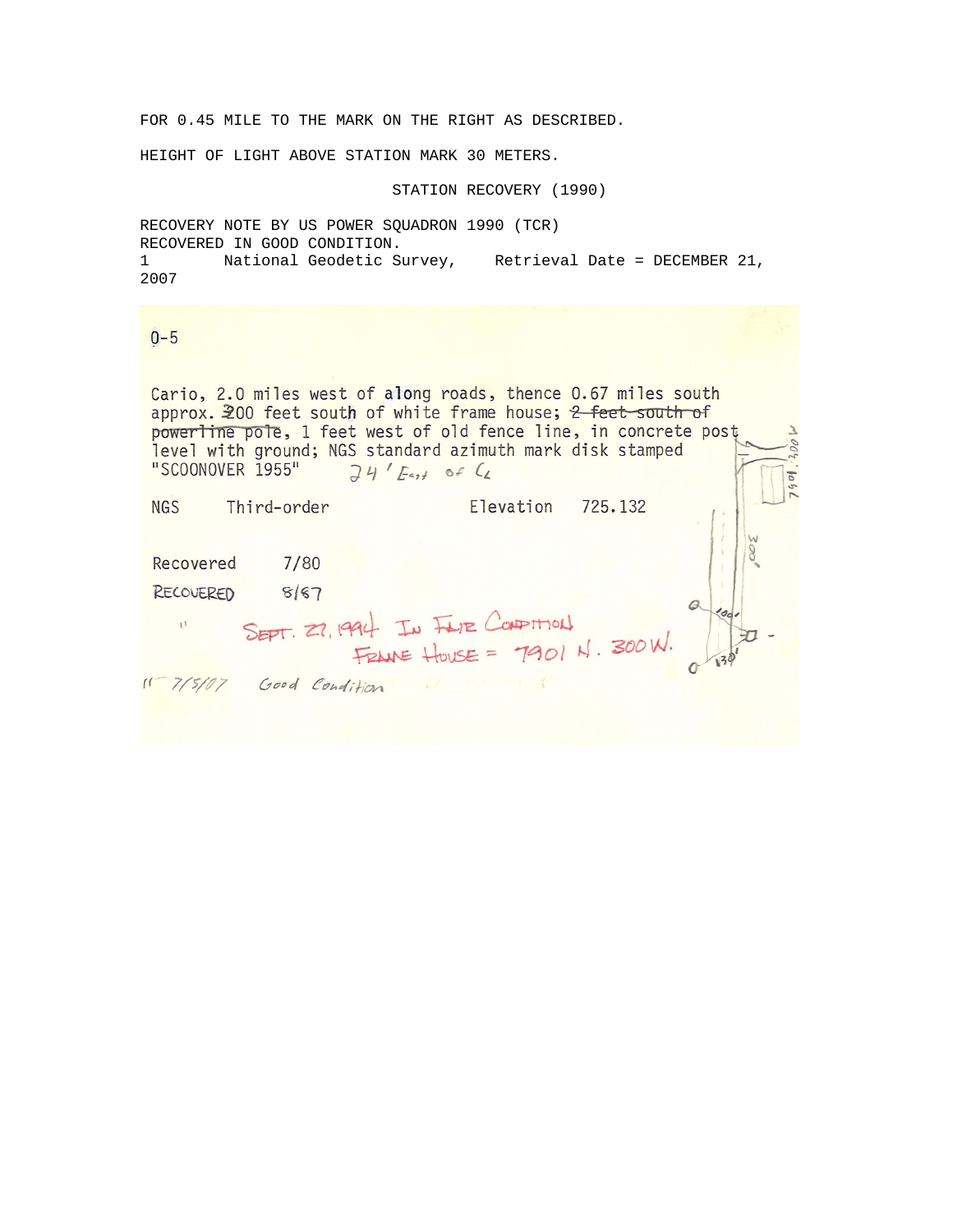FOR 0.45 MILE TO THE MARK ON THE RIGHT AS DESCRIBED.

HEIGHT OF LIGHT ABOVE STATION MARK 30 METERS.

STATION RECOVERY (1990)

RECOVERY NOTE BY US POWER SQUADRON 1990 (TCR)
RECOVERED IN GOOD CONDITION.

1        National Geodetic Survey,    Retrieval Date = DECEMBER 21, 2007

O-5

Cario, 2.0 miles west of along roads, thence 0.67 miles south approx. 300 feet south of white frame house; ~~2 feet south of powerline pole~~, 1 feet west of old fence line, in concrete post level with ground; NGS standard azimuth mark disk stamped "SCOONOVER 1955"   24' East of CL

NGS   Third-order   Elevation   725.132

Recovered   7/80

RECOVERED   8/87

"   SEPT. 27, 1994 IN FAIR CONDITION
FRAME HOUSE = 7901 N. 300 W.

" 7/5/07   Good Condition

7901 300 W

300'

100'

130'